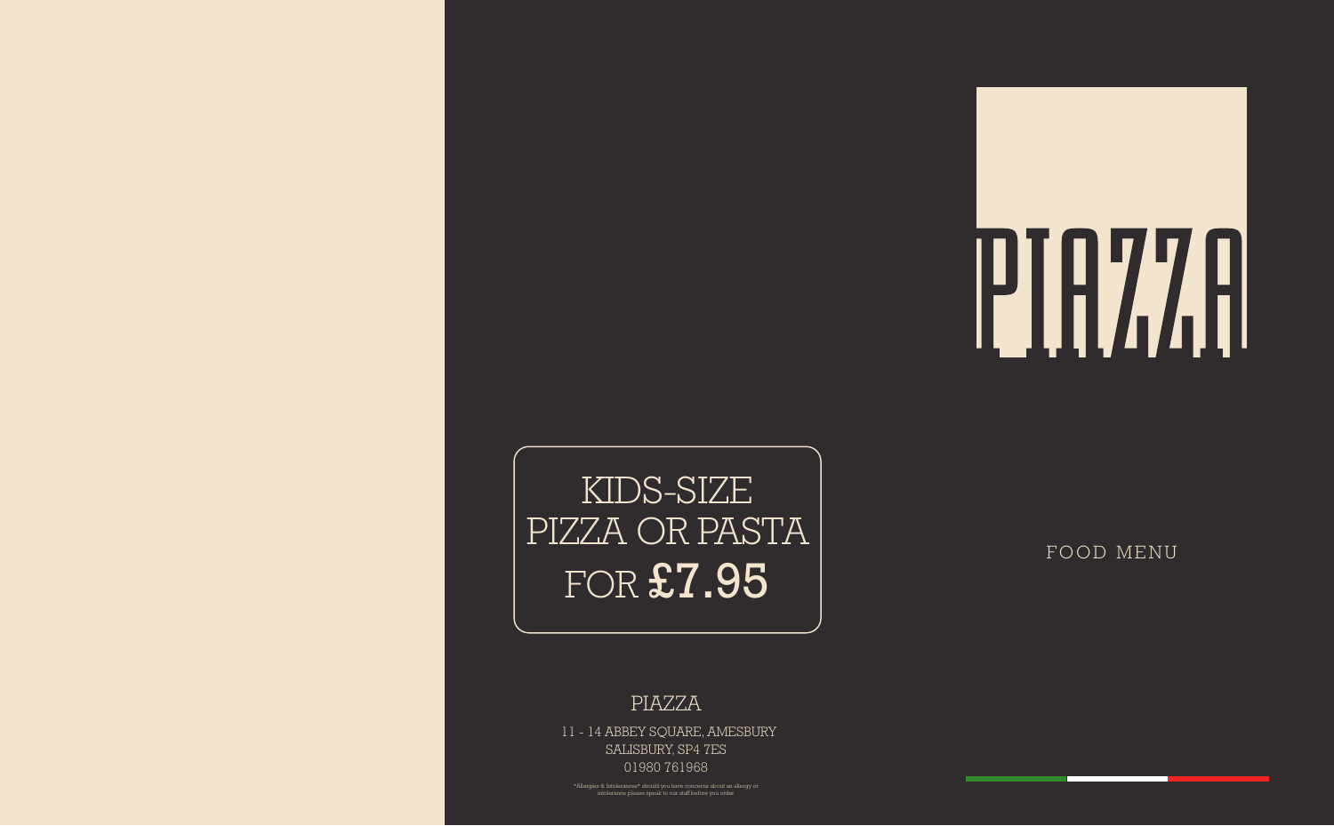KIDS-SIZE
PIZZA OR PASTA
FOR **£7.95**

PIAZZA

11 - 14 ABBEY SQUARE, AMESBURY
SALISBURY, SP4 7ES
01980 761968

*Allergies & Intolerances* should you have concerns about an allergy or intolerance please speak to our staff before you order.

# PIAZZA

FOOD MENU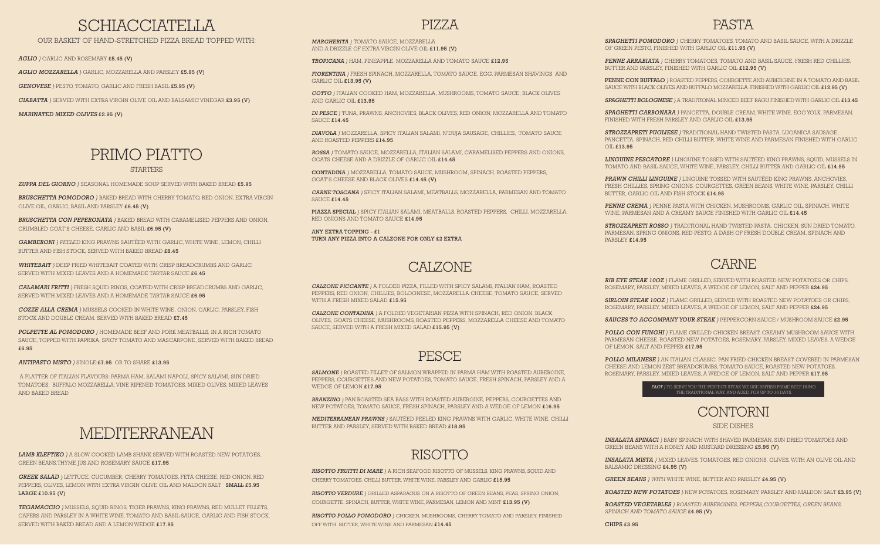# SCHIACCIATELLA

OUR BASKET OF HAND-STRETCHED PIZZA BREAD TOPPED WITH:

*AGLIO* } GARLIC AND ROSEMARY **£5.45 (V)**

*AGLIO MOZZARELLA* } GARLIC, MOZZARELLA AND PARSLEY **£5.95 (V)**

*GENOVESE* } PESTO, TOMATO, GARLIC AND FRESH BASIL **£5.95 (V)**

*CIABATTA* } SERVED WITH EXTRA VIRGIN OLIVE OIL AND BALSAMIC VINEGAR **£3.95 (V)**

*MARINATED MIXED OLIVES* **£2.95 (V)**

# PRIMO PIATTO

STARTERS

*ZUPPA DEL GIORNO* } SEASONAL HOMEMADE SOUP SERVED WITH BAKED BREAD **£5.95**

*BRUSCHETTA POMODORO* } BAKED BREAD WITH CHERRY TOMATO, RED ONION, EXTRA VIRGIN OLIVE OIL, GARLIC, BASIL AND PARSLEY **£6.45 (V)**

*BRUSCHETTA CON PEPERONATA* } BAKED BREAD WITH CARAMELISED PEPPERS AND ONION, CRUMBLED GOAT'S CHEESE, GARLIC AND BASIL **£6.95 (V)**

*GAMBERONI* } *PEELED* KING PRAWNS SAUTÉED WITH GARLIC, WHITE WINE, LEMON, CHILLI BUTTER AND FISH STOCK, SERVED WITH BAKED BREAD **£8.45**

*WHITEBAIT* } DEEP FRIED WHITEBAIT COATED WITH CRISP BREADCRUMBS AND GARLIC, SERVED WITH MIXED LEAVES AND A HOMEMADE TARTAR SAUCE **£6.45**

*CALAMARI FRITTI* } FRESH SQUID RINGS, COATED WITH CRISP BREADCRUMBS AND GARLIC, SERVED WITH MIXED LEAVES AND A HOMEMADE TARTAR SAUCE **£6.95**

*COZZE ALLA CREMA* } MUSSELS COOKED IN WHITE WINE, ONION, GARLIC, PARSLEY, FISH STOCK AND DOUBLE CREAM, SERVED WITH BAKED BREAD **£7.45**

*POLPETTE AL POMODORO* } HOMEMADE BEEF AND PORK MEATBALLS, IN A RICH TOMATO SAUCE, TOPPED WITH PAPRIKA, SPICY TOMATO AND MASCARPONE, SERVED WITH BAKED BREAD **£6.95**

*ANTIPASTO MISTO* } SINGLE **£7.95** OR TO SHARE **£13.95**

A PLATTER OF ITALIAN FLAVOURS: PARMA HAM, SALAMI NAPOLI, SPICY SALAMI, SUN DRIED TOMATOES, BUFFALO MOZZARELLA, VINE RIPENED TOMATOES, MIXED OLIVES, MIXED LEAVES AND BAKED BREAD

# MEDITERRANEAN

*LAMB KLEFTIKO* } A SLOW COOKED LAMB SHANK SERVED WITH ROASTED NEW POTATOES, GREEN BEANS,THYME JUS AND ROSEMARY SAUCE **£17.95**

*GREEK SALAD* } LETTUCE, CUCUMBER, CHERRY TOMATOES, FETA CHEESE, RED ONION, RED PEPPERS, OLIVES, LEMON WITH EXTRA VIRGIN OLIVE OIL AND MALDON SALT **SMALL £5.95 LARGE £10.95 (V)**

*TEGAMACCIO* } MUSSELS, SQUID RINGS, TIGER PRAWNS, KING PRAWNS, RED MULLET FILLETS, CAPERS AND PARSLEY IN A WHITE WINE, TOMATO AND BASIL SAUCE, GARLIC AND FISH STOCK, SERVED WITH BAKED BREAD AND A LEMON WEDGE **£17.95**

# PIZZA

*MARGHERITA* } TOMATO SAUCE, MOZZARELLA AND A DRIZZLE OF EXTRA VIRGIN OLIVE OIL **£11.95 (V)**

*TROPICANA* } HAM, PINEAPPLE, MOZZARELLA AND TOMATO SAUCE **£12.95**

*FIORENTINA* } FRESH SPINACH, MOZZARELLA, TOMATO SAUCE, EGG, PARMESAN SHAVINGS AND GARLIC OIL **£13.95 (V)**

*COTTO* } ITALIAN COOKED HAM, MOZZARELLA, MUSHROOMS, TOMATO SAUCE, BLACK OLIVES AND GARLIC OIL **£13.95**

*DI PESCE* } TUNA, PRAWNS, ANCHOVIES, BLACK OLIVES, RED ONION, MOZZARELLA AND TOMATO SAUCE **£14.45**

*DIAVOLA* } MOZZARELLA, SPICY ITALIAN SALAMI, N'DUJA SAUSAGE, CHILLIES, TOMATO SAUCE AND ROASTED PEPPERS **£14.95**

*ROSSA* } TOMATO SAUCE, MOZZARELLA, ITALIAN SALAMI, CARAMELISED PEPPERS AND ONIONS, GOATS CHEESE AND A DRIZZLE OF GARLIC OIL **£14.45**

**CONTADINA** } MOZZARELLA, TOMATO SAUCE, MUSHROOM, SPINACH, ROASTED PEPPERS, GOAT'S CHEESE AND BLACK OLIVES **£14.45 (V)**

*CARNE TOSCANA* } SPICY ITALIAN SALAMI, MEATBALLS, MOZZARELLA, PARMESAN AND TOMATO SAUCE **£14.45**

**PIAZZA SPECIAL** } SPICY ITALIAN SALAMI, MEATBALLS, ROASTED PEPPERS, CHILLI, MOZZARELLA, RED ONIONS AND TOMATO SAUCE **£14.95**

**ANY EXTRA TOPPING - £1**
**TURN ANY PIZZA INTO A CALZONE FOR ONLY £2 EXTRA**

# CALZONE

*CALZONE PICCANTE* } A FOLDED PIZZA, FILLED WITH SPICY SALAMI, ITALIAN HAM, ROASTED PEPPERS, RED ONION, CHILLIES, BOLOGNESE, MOZZARELLA CHEESE, TOMATO SAUCE, SERVED WITH A FRESH MIXED SALAD **£15.95**

*CALZONE CONTADINA* } A FOLDED VEGETARIAN PIZZA WITH SPINACH, RED ONION, BLACK OLIVES, GOATS CHEESE, MUSHROOMS, ROASTED PEPPERS, MOZZARELLA CHEESE AND TOMATO SAUCE, SERVED WITH A FRESH MIXED SALAD **£15.95 (V)**

# PESCE

*SALMONE* } ROASTED FILLET OF SALMON WRAPPED IN PARMA HAM WITH ROASTED AUBERGINE, PEPPERS, COURGETTES AND NEW POTATOES, TOMATO SAUCE, FRESH SPINACH, PARSLEY AND A WEDGE OF LEMON **£17.95**

*BRANZINO* } PAN ROASTED SEA BASS WITH ROASTED AUBERGINE, PEPPERS, COURGETTES AND NEW POTATOES, TOMATO SAUCE, FRESH SPINACH, PARSLEY AND A WEDGE OF LEMON **£16.95**

*MEDITERRANEAN PRAWNS* } SAUTÉED PEELED KING PRAWNS WITH GARLIC, WHITE WINE, CHILLI BUTTER AND PARSLEY, SERVED WITH BAKED BREAD **£18.95**

# RISOTTO

*RISOTTO FRUITTI DI MARE* } A RICH SEAFOOD RISOTTO OF MUSSELS, KING PRAWNS, SQUID AND CHERRY TOMATOES, CHILLI BUTTER, WHITE WINE, PARSLEY AND GARLIC **£15.95**

*RISOTTO VERDURE* } GRILLED ASPARAGUS ON A RISOTTO OF GREEN BEANS, PEAS, SPRING ONION, COURGETTE, SPINACH, BUTTER, WHITE WINE, PARMESAN, LEMON AND MINT **£13.95 (V)**

*RISOTTO POLLO POMODORO* } CHICKEN, MUSHROOMS, CHERRY TOMATO AND PARSLEY, FINISHED OFF WITH BUTTER, WHITE WINE AND PARMESAN **£14.45**

# PASTA

*SPAGHETTI POMODORO* } CHERRY TOMATOES, TOMATO AND BASIL SAUCE, WITH A DRIZZLE OF GREEN PESTO, FINISHED WITH GARLIC OIL **£11.95 (V)**

*PENNE ARRABIATA* } CHERRY TOMATOES, TOMATO AND BASIL SAUCE, FRESH RED CHILLIES, BUTTER AND PARSLEY, FINISHED WITH GARLIC OIL **£12.95 (V)**

**PENNE CON BUFFALO** } ROASTED PEPPERS, COURGETTE AND AUBERGINE IN A TOMATO AND BASIL SAUCE WITH BLACK OLIVES AND BUFFALO MOZZARELLA. FINISHED WITH GARLIC OIL **£12.95 (V)**

*SPAGHETTI BOLOGNESE* } A TRADITIONAL MINCED BEEF RAGU FINISHED WITH GARLIC OIL **£13.45**

*SPAGHETTI CARBONARA* } PANCETTA, DOUBLE CREAM, WHITE WINE, EGG YOLK, PARMESAN, FINISHED WITH FRESH PARSLEY AND GARLIC OIL **£13.95**

*STROZZAPRETI PUGLIESE* } TRADITIONAL HAND TWISTED PASTA, LUGANICA SAUSAGE, PANCETTA, SPINACH, RED CHILLI BUTTER, WHITE WINE AND PARMESAN FINISHED WITH GARLIC OIL **£13.95**

*LINGUINE PESCATORE* } LINGUINE TOSSED WITH SAUTÉED KING PRAWNS, SQUID, MUSSELS IN TOMATO AND BASIL SAUCE, WHITE WINE, PARSLEY, CHILLI BUTTER AND GARLIC OIL **£14.95**

*PRAWN CHILLI LINGUINE* } LINGUINE TOSSED WITH SAUTÉED KING PRAWNS, ANCHOVIES, FRESH CHILLIES, SPRING ONIONS, COURGETTES, GREEN BEANS, WHITE WINE, PARSLEY, CHILLI BUTTER, GARLIC OIL AND FISH STOCK **£14.95**

*PENNE CREMA* } PENNE PASTA WITH CHICKEN, MUSHROOMS, GARLIC OIL, SPINACH, WHITE WINE, PARMESAN AND A CREAMY SAUCE FINISHED WITH GARLIC OIL **£14.45**

*STROZZAPRETI ROSSO* } TRADITIONAL HAND TWISTED PASTA, CHICKEN, SUN DRIED TOMATO, PARMESAN, SPRING ONIONS, RED PESTO, A DASH OF FRESH DOUBLE CREAM, SPINACH AND PARSLEY **£14.95**

# CARNE

*RIB EYE STEAK 10OZ* } FLAME GRILLED, SERVED WITH ROASTED NEW POTATOES OR CHIPS, ROSEMARY, PARSLEY, MIXED LEAVES, A WEDGE OF LEMON, SALT AND PEPPER **£24.95**

*SIRLOIN STEAK 10OZ* } FLAME GRILLED, SERVED WITH ROASTED NEW POTATOES OR CHIPS, ROSEMARY, PARSLEY, MIXED LEAVES, A WEDGE OF LEMON, SALT AND PEPPER **£24.95**

*SAUCES TO ACCOMPANY YOUR STEAK* } PEPPERCORN SAUCE / MUSHROOM SAUCE **£2.95**

*POLLO CON FUNGHI* } FLAME GRILLED CHICKEN BREAST, CREAMY MUSHROOM SAUCE WITH PARMESAN CHEESE, ROASTED NEW POTATOES, ROSEMARY, PARSLEY, MIXED LEAVES, A WEDGE OF LEMON, SALT AND PEPPER **£17.95**

*POLLO MILANESE* } AN ITALIAN CLASSIC. PAN FRIED CHICKEN BREAST COVERED IN PARMESAN CHEESE AND LEMON ZEST BREADCRUMBS, TOMATO SAUCE, ROASTED NEW POTATOES, ROSEMARY, PARSLEY, MIXED LEAVES, A WEDGE OF LEMON, SALT AND PEPPER **£17.95**

*FACT* } TO SERVE YOU THE PERFECT STEAK WE USE BRITISH PRIME BEEF, HUNG THE TRADITIONAL WAY, AND AGED FOR UP TO 30 DAYS.

# CONTORNI

SIDE DISHES

*INSALATA SPINACI* } BABY SPINACH WITH SHAVED PARMESAN, SUN DRIED TOMATOES AND GREEN BEANS WITH A HONEY AND MUSTARD DRESSING **£5.95 (V)**

*INSALATA MISTA* } MIXED LEAVES, TOMATOES, RED ONIONS, OLIVES, WITH AN OLIVE OIL AND BALSAMIC DRESSING **£4.95 (V)**

*GREEN BEANS* } *WITH* WHITE WINE, BUTTER AND PARSLEY **£4.95 (V)**

*ROASTED NEW POTATOES* } NEW POTATOES, ROSEMARY, PARSLEY AND MALDON SALT **£3.95 (V)**

*ROASTED VEGETABLES* } *ROASTED AUBERGINES, PEPPERS,COURGETTES, GREEN BEANS, SPINACH AND TOMATO SAUCE* **£4.95 (V)**

**CHIPS £3.95**